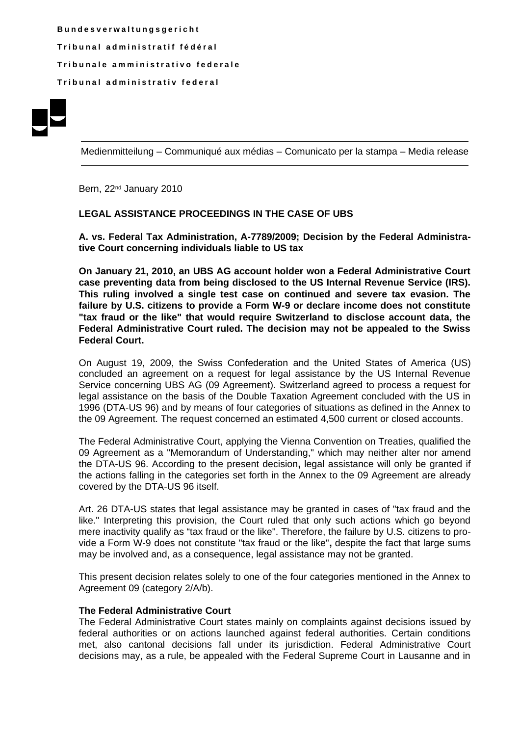**Bundesverwaltungsgericht**

**Tribunal administratif fédéral**

**Tribunale amministrativo federale**

**Tribunal administrativ federal**

Medienmitteilung – Communiqué aux médias – Comunicato per la stampa – Media release

Bern, 22nd January 2010

**LEGAL ASSISTANCE PROCEEDINGS IN THE CASE OF UBS**

**A. vs. Federal Tax Administration, A-7789/2009; Decision by the Federal Administrative Court concerning individuals liable to US tax**

**On January 21, 2010, an UBS AG account holder won a Federal Administrative Court case preventing data from being disclosed to the US Internal Revenue Service (IRS). This ruling involved a single test case on continued and severe tax evasion. The failure by U.S. citizens to provide a Form W-9 or declare income does not constitute "tax fraud or the like" that would require Switzerland to disclose account data, the Federal Administrative Court ruled. The decision may not be appealed to the Swiss Federal Court.**

On August 19, 2009, the Swiss Confederation and the United States of America (US) concluded an agreement on a request for legal assistance by the US Internal Revenue Service concerning UBS AG (09 Agreement). Switzerland agreed to process a request for legal assistance on the basis of the Double Taxation Agreement concluded with the US in 1996 (DTA-US 96) and by means of four categories of situations as defined in the Annex to the 09 Agreement. The request concerned an estimated 4,500 current or closed accounts.

The Federal Administrative Court, applying the Vienna Convention on Treaties, qualified the 09 Agreement as a "Memorandum of Understanding," which may neither alter nor amend the DTA-US 96. According to the present decision**,** legal assistance will only be granted if the actions falling in the categories set forth in the Annex to the 09 Agreement are already covered by the DTA-US 96 itself.

Art. 26 DTA-US states that legal assistance may be granted in cases of "tax fraud and the like." Interpreting this provision, the Court ruled that only such actions which go beyond mere inactivity qualify as "tax fraud or the like". Therefore, the failure by U.S. citizens to provide a Form W-9 does not constitute "tax fraud or the like"**,** despite the fact that large sums may be involved and, as a consequence, legal assistance may not be granted.

This present decision relates solely to one of the four categories mentioned in the Annex to Agreement 09 (category 2/A/b).

**The Federal Administrative Court**

The Federal Administrative Court states mainly on complaints against decisions issued by federal authorities or on actions launched against federal authorities. Certain conditions met, also cantonal decisions fall under its jurisdiction. Federal Administrative Court decisions may, as a rule, be appealed with the Federal Supreme Court in Lausanne and in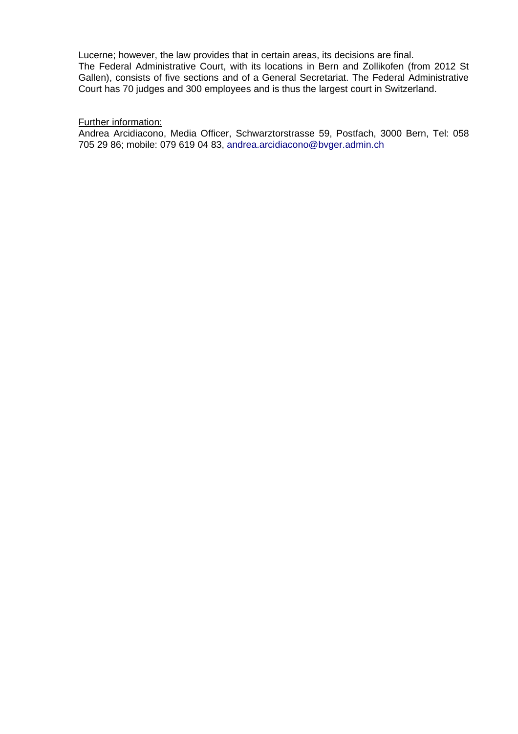Lucerne; however, the law provides that in certain areas, its decisions are final.
The Federal Administrative Court, with its locations in Bern and Zollikofen (from 2012 St Gallen), consists of five sections and of a General Secretariat. The Federal Administrative Court has 70 judges and 300 employees and is thus the largest court in Switzerland.

Further information:
Andrea Arcidiacono, Media Officer, Schwarztorstrasse 59, Postfach, 3000 Bern, Tel: 058 705 29 86; mobile: 079 619 04 83, andrea.arcidiacono@bvger.admin.ch